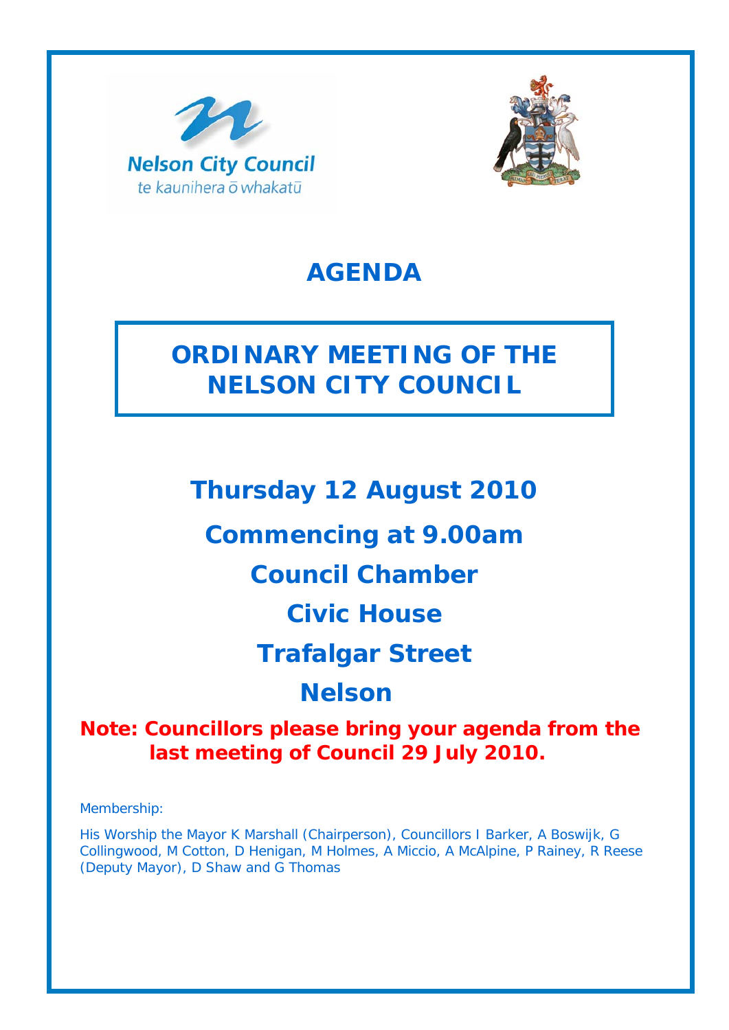Nelson City Council
te kaunihera ō whakatū

# AGENDA

## ORDINARY MEETING OF THE NELSON CITY COUNCIL

**Thursday 12 August 2010**

**Commencing at 9.00am**

**Council Chamber**

**Civic House**

**Trafalgar Street**

**Nelson**

**Note: Councillors please bring your agenda from the last meeting of Council 29 July 2010.**

Membership:

His Worship the Mayor K Marshall (Chairperson), Councillors I Barker, A Boswijk, G Collingwood, M Cotton, D Henigan, M Holmes, A Miccio, A McAlpine, P Rainey, R Reese (Deputy Mayor), D Shaw and G Thomas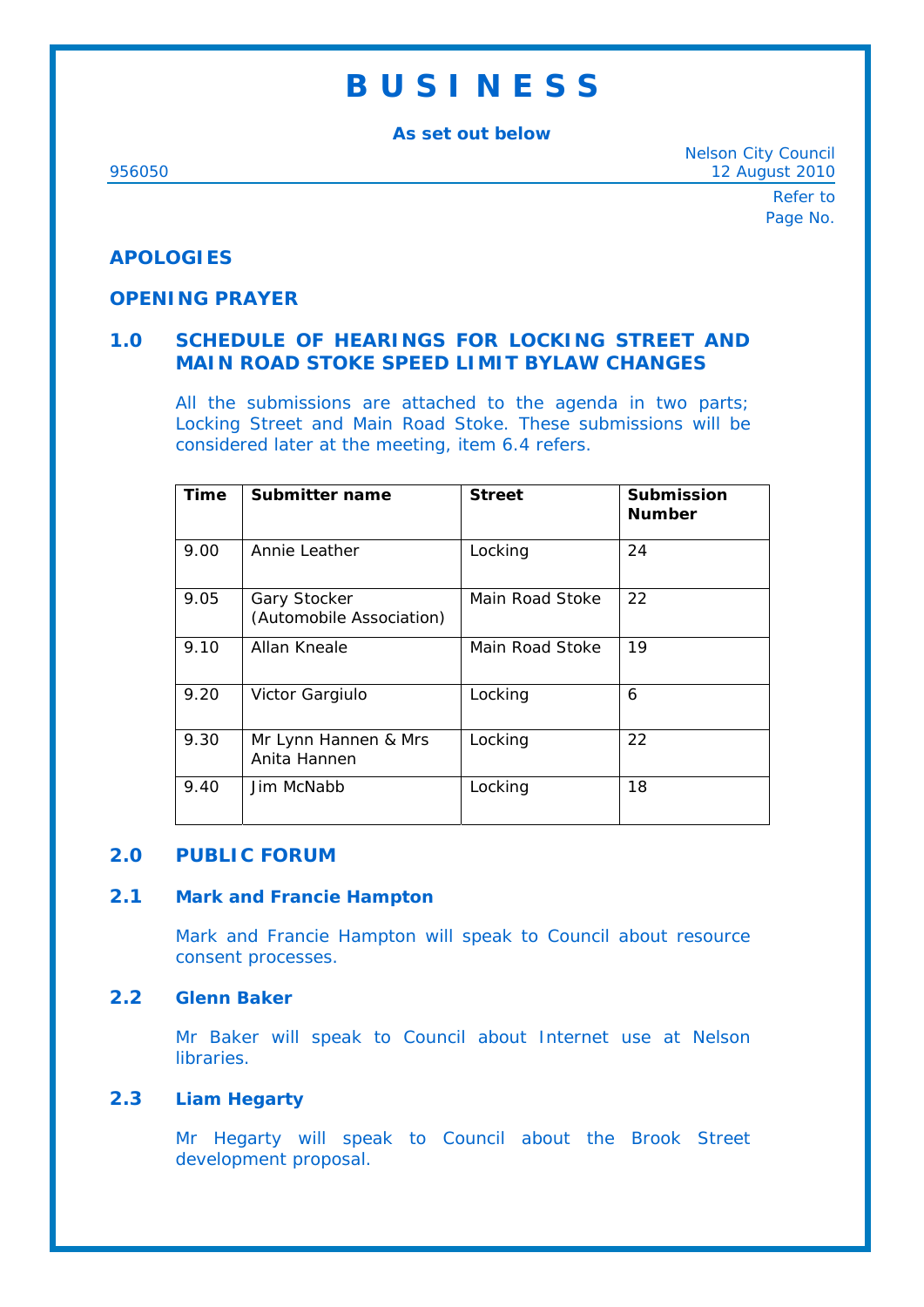# B U S I N E S S

**As set out below**

956050 | Nelson City Council
12 August 2010

Refer to
Page No.

## APOLOGIES

## OPENING PRAYER

## 1.0 SCHEDULE OF HEARINGS FOR LOCKING STREET AND MAIN ROAD STOKE SPEED LIMIT BYLAW CHANGES

All the submissions are attached to the agenda in two parts; Locking Street and Main Road Stoke. These submissions will be considered later at the meeting, item 6.4 refers.

| Time | Submitter name | Street | Submission Number |
|---|---|---|---|
| 9.00 | Annie Leather | Locking | 24 |
| 9.05 | Gary Stocker (Automobile Association) | Main Road Stoke | 22 |
| 9.10 | Allan Kneale | Main Road Stoke | 19 |
| 9.20 | Victor Gargiulo | Locking | 6 |
| 9.30 | Mr Lynn Hannen & Mrs Anita Hannen | Locking | 22 |
| 9.40 | Jim McNabb | Locking | 18 |

## 2.0 PUBLIC FORUM

### 2.1 Mark and Francie Hampton

Mark and Francie Hampton will speak to Council about resource consent processes.

### 2.2 Glenn Baker

Mr Baker will speak to Council about Internet use at Nelson libraries.

### 2.3 Liam Hegarty

Mr Hegarty will speak to Council about the Brook Street development proposal.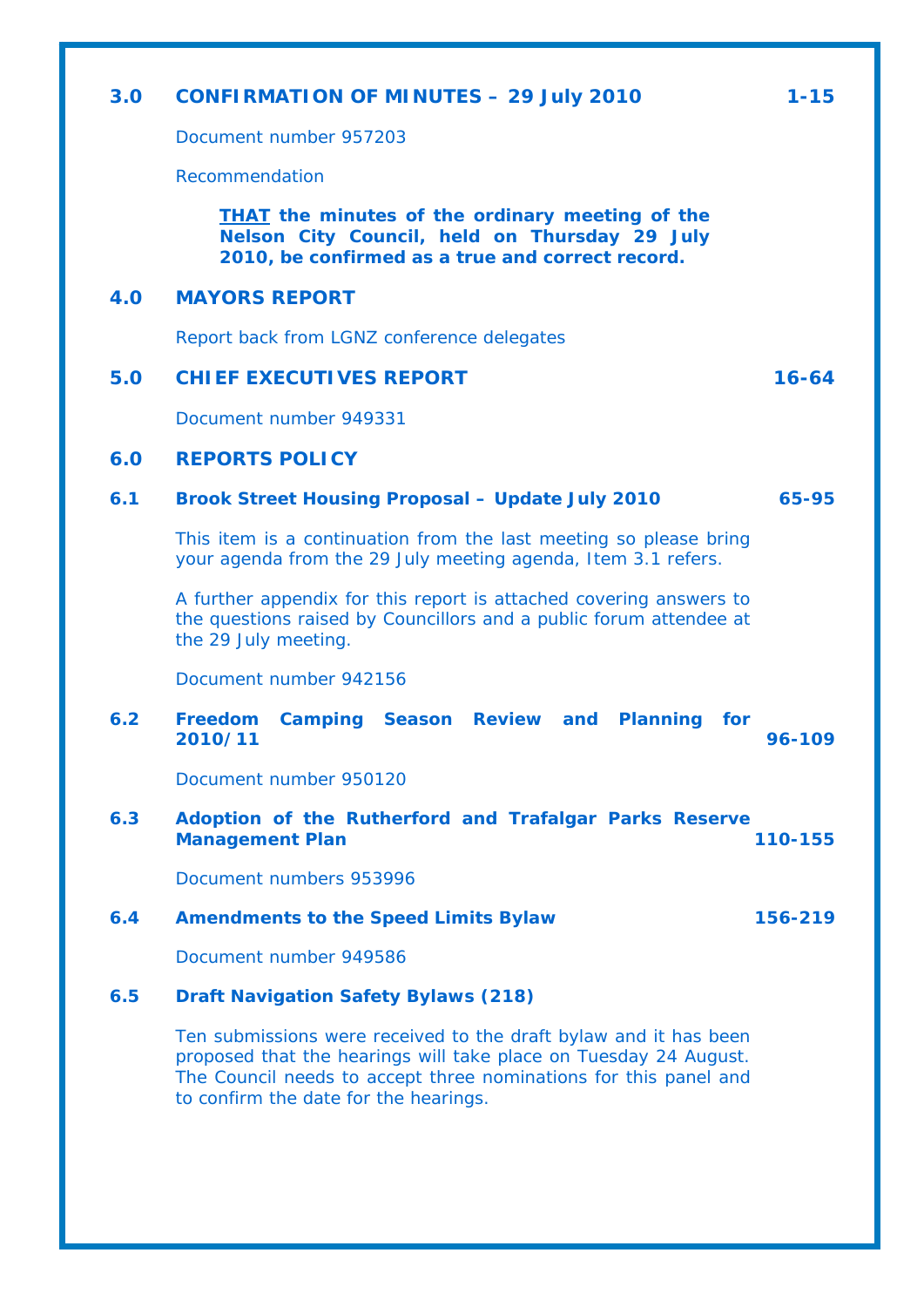## 3.0 CONFIRMATION OF MINUTES – 29 July 2010 — 1-15

Document number 957203

Recommendation

> **<u>THAT</u> the minutes of the ordinary meeting of the Nelson City Council, held on Thursday 29 July 2010, be confirmed as a true and correct record.**

## 4.0 MAYORS REPORT

Report back from LGNZ conference delegates

## 5.0 CHIEF EXECUTIVES REPORT — 16-64

Document number 949331

## 6.0 REPORTS POLICY

### 6.1 Brook Street Housing Proposal – Update July 2010 — 65-95

This item is a continuation from the last meeting so please bring your agenda from the 29 July meeting agenda, Item 3.1 refers.

A further appendix for this report is attached covering answers to the questions raised by Councillors and a public forum attendee at the 29 July meeting.

Document number 942156

### 6.2 Freedom Camping Season Review and Planning for 2010/11 — 96-109

Document number 950120

### 6.3 Adoption of the Rutherford and Trafalgar Parks Reserve Management Plan — 110-155

Document numbers 953996

### 6.4 Amendments to the Speed Limits Bylaw — 156-219

Document number 949586

### 6.5 Draft Navigation Safety Bylaws (218)

Ten submissions were received to the draft bylaw and it has been proposed that the hearings will take place on Tuesday 24 August. The Council needs to accept three nominations for this panel and to confirm the date for the hearings.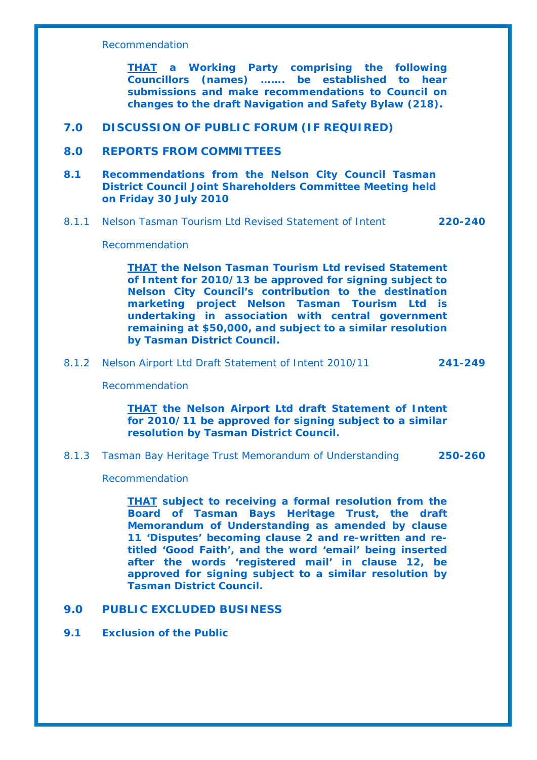Recommendation

> **<u>THAT</u> a Working Party comprising the following Councillors (names) ……. be established to hear submissions and make recommendations to Council on changes to the draft Navigation and Safety Bylaw (218).**

## 7.0 DISCUSSION OF PUBLIC FORUM (IF REQUIRED)

## 8.0 REPORTS FROM COMMITTEES

### 8.1 Recommendations from the Nelson City Council Tasman District Council Joint Shareholders Committee Meeting held on Friday 30 July 2010

8.1.1 Nelson Tasman Tourism Ltd Revised Statement of Intent **220-240**

Recommendation

> **<u>THAT</u> the Nelson Tasman Tourism Ltd revised Statement of Intent for 2010/13 be approved for signing subject to Nelson City Council's contribution to the destination marketing project Nelson Tasman Tourism Ltd is undertaking in association with central government remaining at $50,000, and subject to a similar resolution by Tasman District Council.**

8.1.2 Nelson Airport Ltd Draft Statement of Intent 2010/11 **241-249**

Recommendation

> **<u>THAT</u> the Nelson Airport Ltd draft Statement of Intent for 2010/11 be approved for signing subject to a similar resolution by Tasman District Council.**

8.1.3 Tasman Bay Heritage Trust Memorandum of Understanding **250-260**

Recommendation

> **<u>THAT</u> subject to receiving a formal resolution from the Board of Tasman Bays Heritage Trust, the draft Memorandum of Understanding as amended by clause 11 'Disputes' becoming clause 2 and re-written and re-titled 'Good Faith', and the word 'email' being inserted after the words 'registered mail' in clause 12, be approved for signing subject to a similar resolution by Tasman District Council.**

## 9.0 PUBLIC EXCLUDED BUSINESS

### 9.1 Exclusion of the Public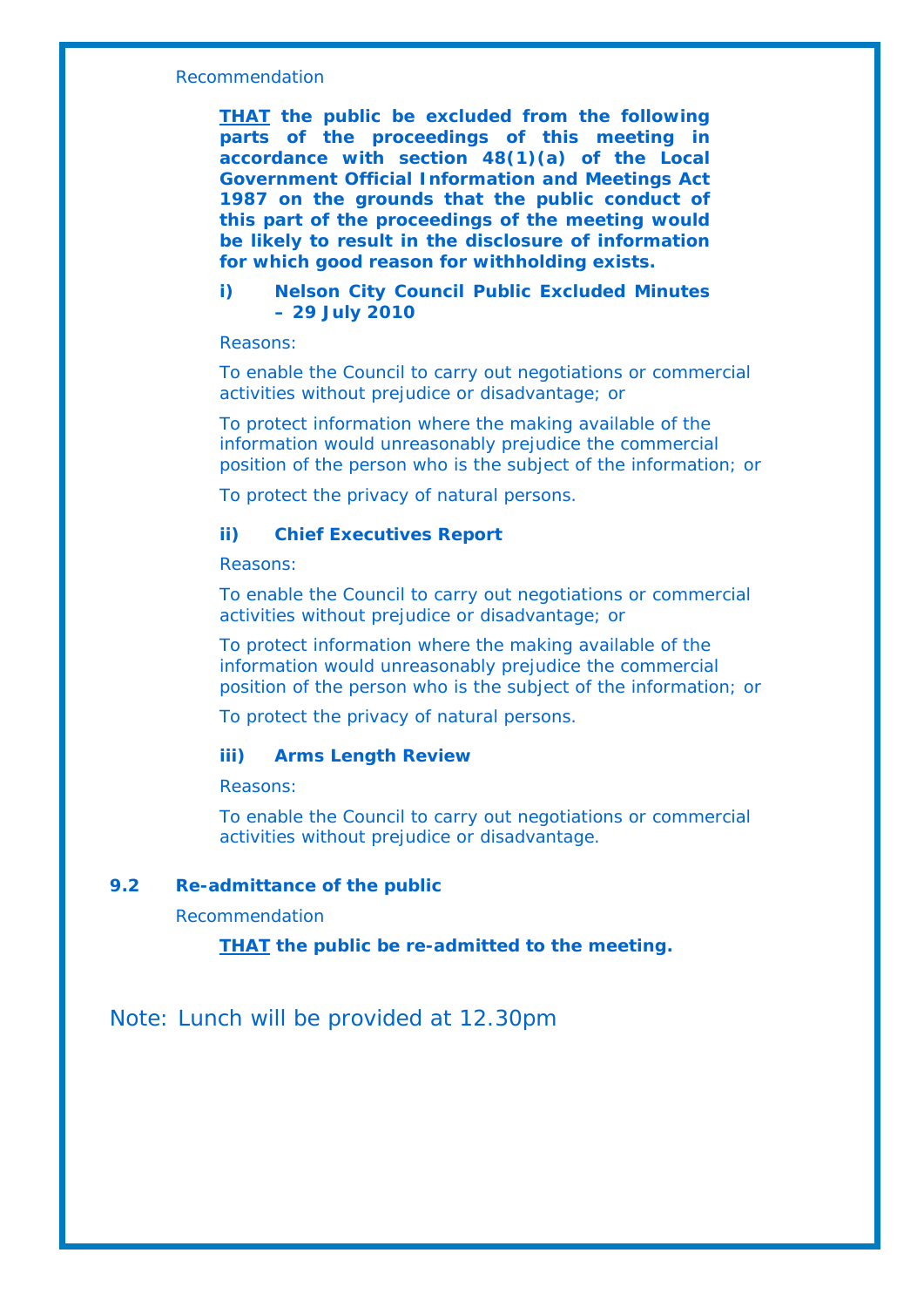Recommendation

**<u>THAT</u> the public be excluded from the following parts of the proceedings of this meeting in accordance with section 48(1)(a) of the Local Government Official Information and Meetings Act 1987 on the grounds that the public conduct of this part of the proceedings of the meeting would be likely to result in the disclosure of information for which good reason for withholding exists.**

**i) Nelson City Council Public Excluded Minutes – 29 July 2010**

Reasons:

To enable the Council to carry out negotiations or commercial activities without prejudice or disadvantage; or

To protect information where the making available of the information would unreasonably prejudice the commercial position of the person who is the subject of the information; or

To protect the privacy of natural persons.

**ii) Chief Executives Report**

Reasons:

To enable the Council to carry out negotiations or commercial activities without prejudice or disadvantage; or

To protect information where the making available of the information would unreasonably prejudice the commercial position of the person who is the subject of the information; or

To protect the privacy of natural persons.

**iii) Arms Length Review**

Reasons:

To enable the Council to carry out negotiations or commercial activities without prejudice or disadvantage.

### 9.2 Re-admittance of the public

Recommendation

**<u>THAT</u> the public be re-admitted to the meeting.**

Note: Lunch will be provided at 12.30pm